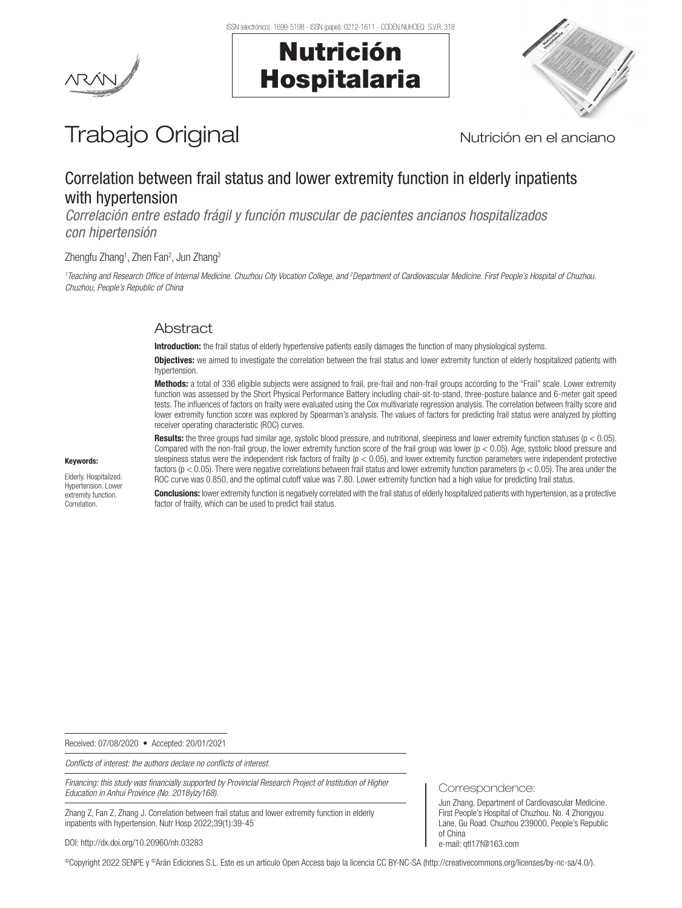# Trabajo Original

Nutrición en el anciano

## Correlation between frail status and lower extremity function in elderly inpatients with hypertension

*Correlación entre estado frágil y función muscular de pacientes ancianos hospitalizados con hipertensión*

Zhengfu Zhang[1], Zhen Fan[2], Jun Zhang[2]

*[1]Teaching and Research Office of Internal Medicine. Chuzhou City Vocation College, and [2]Department of Cardiovascular Medicine. First People's Hospital of Chuzhou. Chuzhou, People's Republic of China*

### Abstract

**Introduction:** the frail status of elderly hypertensive patients easily damages the function of many physiological systems.

**Objectives:** we aimed to investigate the correlation between the frail status and lower extremity function of elderly hospitalized patients with hypertension.

**Methods:** a total of 336 eligible subjects were assigned to frail, pre-frail and non-frail groups according to the "Frail" scale. Lower extremity function was assessed by the Short Physical Performance Battery including chair-sit-to-stand, three-posture balance and 6-meter gait speed tests. The influences of factors on frailty were evaluated using the Cox multivariate regression analysis. The correlation between frailty score and lower extremity function score was explored by Spearman's analysis. The values of factors for predicting frail status were analyzed by plotting receiver operating characteristic (ROC) curves.

**Results:** the three groups had similar age, systolic blood pressure, and nutritional, sleepiness and lower extremity function statuses ($p < 0.05$). Compared with the non-frail group, the lower extremity function score of the frail group was lower ($p < 0.05$). Age, systolic blood pressure and sleepiness status were the independent risk factors of frailty ($p < 0.05$), and lower extremity function parameters were independent protective factors ($p < 0.05$). There were negative correlations between frail status and lower extremity function parameters ($p < 0.05$). The area under the ROC curve was 0.850, and the optimal cutoff value was 7.80. Lower extremity function had a high value for predicting frail status.

**Conclusions:** lower extremity function is negatively correlated with the frail status of elderly hospitalized patients with hypertension, as a protective factor of frailty, which can be used to predict frail status.

**Keywords:**

Elderly. Hospitalized. Hypertension. Lower extremity function. Correlation.

Received: 07/08/2020 • Accepted: 20/01/2021

*Conflicts of interest: the authors declare no conflicts of interest.*

*Financing: this study was financially supported by Provincial Research Project of Institution of Higher Education in Anhui Province (No. 2018ylzy168).*

Zhang Z, Fan Z, Zhang J. Correlation between frail status and lower extremity function in elderly inpatients with hypertension. Nutr Hosp 2022;39(1):39-45

DOI: http://dx.doi.org/10.20960/nh.03283

Correspondence:

Jun Zhang. Department of Cardiovascular Medicine. First People's Hospital of Chuzhou. No. 4 Zhongyou Lane, Gu Road. Chuzhou 239000, People's Republic of China
e-mail: qtl17f@163.com

©Copyright 2022 SENPE y ©Arán Ediciones S.L. Este es un artículo Open Access bajo la licencia CC BY-NC-SA (http://creativecommons.org/licenses/by-nc-sa/4.0/).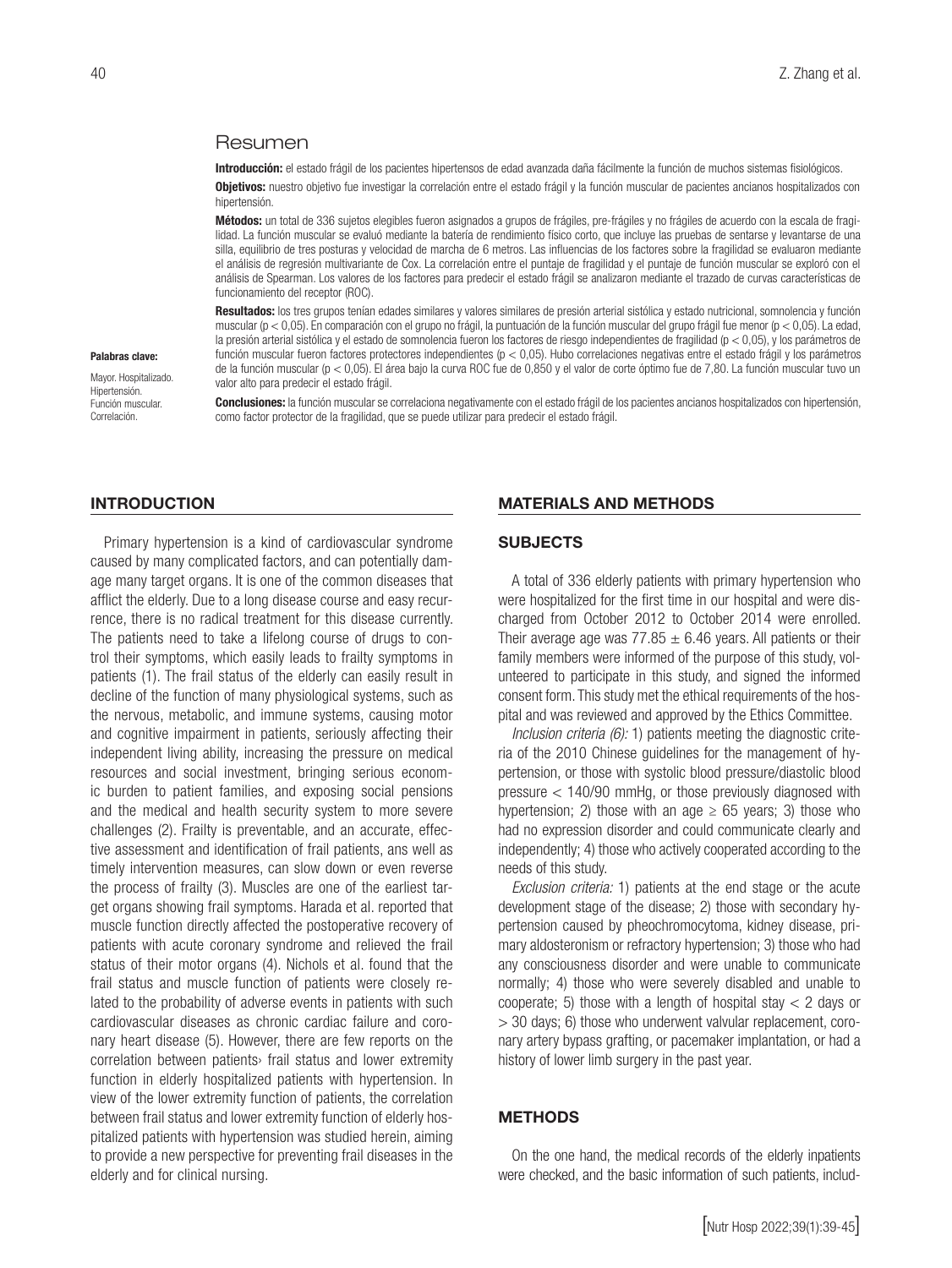## Resumen

**Introducción:** el estado frágil de los pacientes hipertensos de edad avanzada daña fácilmente la función de muchos sistemas fisiológicos.

**Objetivos:** nuestro objetivo fue investigar la correlación entre el estado frágil y la función muscular de pacientes ancianos hospitalizados con hipertensión.

**Métodos:** un total de 336 sujetos elegibles fueron asignados a grupos de frágiles, pre-frágiles y no frágiles de acuerdo con la escala de fragilidad. La función muscular se evaluó mediante la batería de rendimiento físico corto, que incluye las pruebas de sentarse y levantarse de una silla, equilibrio de tres posturas y velocidad de marcha de 6 metros. Las influencias de los factores sobre la fragilidad se evaluaron mediante el análisis de regresión multivariante de Cox. La correlación entre el puntaje de fragilidad y el puntaje de función muscular se exploró con el análisis de Spearman. Los valores de los factores para predecir el estado frágil se analizaron mediante el trazado de curvas características de funcionamiento del receptor (ROC).

**Resultados:** los tres grupos tenían edades similares y valores similares de presión arterial sistólica y estado nutricional, somnolencia y función muscular ($p < 0,05$). En comparación con el grupo no frágil, la puntuación de la función muscular del grupo frágil fue menor ($p < 0,05$). La edad, la presión arterial sistólica y el estado de somnolencia fueron los factores de riesgo independientes de fragilidad ($p < 0,05$), y los parámetros de función muscular fueron factores protectores independientes ($p < 0,05$). Hubo correlaciones negativas entre el estado frágil y los parámetros de la función muscular ($p < 0,05$). El área bajo la curva ROC fue de 0,850 y el valor de corte óptimo fue de 7,80. La función muscular tuvo un valor alto para predecir el estado frágil.

**Conclusiones:** la función muscular se correlaciona negativamente con el estado frágil de los pacientes ancianos hospitalizados con hipertensión, como factor protector de la fragilidad, que se puede utilizar para predecir el estado frágil.

**Palabras clave:**

Mayor. Hospitalizado. Hipertensión. Función muscular. Correlación.

## INTRODUCTION

Primary hypertension is a kind of cardiovascular syndrome caused by many complicated factors, and can potentially damage many target organs. It is one of the common diseases that afflict the elderly. Due to a long disease course and easy recurrence, there is no radical treatment for this disease currently. The patients need to take a lifelong course of drugs to control their symptoms, which easily leads to frailty symptoms in patients (1). The frail status of the elderly can easily result in decline of the function of many physiological systems, such as the nervous, metabolic, and immune systems, causing motor and cognitive impairment in patients, seriously affecting their independent living ability, increasing the pressure on medical resources and social investment, bringing serious economic burden to patient families, and exposing social pensions and the medical and health security system to more severe challenges (2). Frailty is preventable, and an accurate, effective assessment and identification of frail patients, ans well as timely intervention measures, can slow down or even reverse the process of frailty (3). Muscles are one of the earliest target organs showing frail symptoms. Harada et al. reported that muscle function directly affected the postoperative recovery of patients with acute coronary syndrome and relieved the frail status of their motor organs (4). Nichols et al. found that the frail status and muscle function of patients were closely related to the probability of adverse events in patients with such cardiovascular diseases as chronic cardiac failure and coronary heart disease (5). However, there are few reports on the correlation between patients› frail status and lower extremity function in elderly hospitalized patients with hypertension. In view of the lower extremity function of patients, the correlation between frail status and lower extremity function of elderly hospitalized patients with hypertension was studied herein, aiming to provide a new perspective for preventing frail diseases in the elderly and for clinical nursing.

## MATERIALS AND METHODS

### SUBJECTS

A total of 336 elderly patients with primary hypertension who were hospitalized for the first time in our hospital and were discharged from October 2012 to October 2014 were enrolled. Their average age was $77.85 \pm 6.46$ years. All patients or their family members were informed of the purpose of this study, volunteered to participate in this study, and signed the informed consent form. This study met the ethical requirements of the hospital and was reviewed and approved by the Ethics Committee.

*Inclusion criteria (6):* 1) patients meeting the diagnostic criteria of the 2010 Chinese guidelines for the management of hypertension, or those with systolic blood pressure/diastolic blood pressure < 140/90 mmHg, or those previously diagnosed with hypertension; 2) those with an age $\geq$ 65 years; 3) those who had no expression disorder and could communicate clearly and independently; 4) those who actively cooperated according to the needs of this study.

*Exclusion criteria:* 1) patients at the end stage or the acute development stage of the disease; 2) those with secondary hypertension caused by pheochromocytoma, kidney disease, primary aldosteronism or refractory hypertension; 3) those who had any consciousness disorder and were unable to communicate normally; 4) those who were severely disabled and unable to cooperate; 5) those with a length of hospital stay < 2 days or > 30 days; 6) those who underwent valvular replacement, coronary artery bypass grafting, or pacemaker implantation, or had a history of lower limb surgery in the past year.

### METHODS

On the one hand, the medical records of the elderly inpatients were checked, and the basic information of such patients, includ-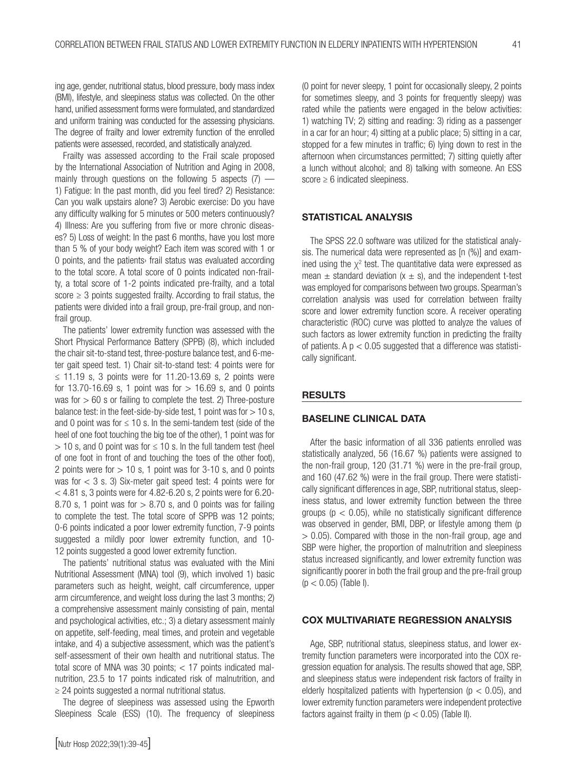ing age, gender, nutritional status, blood pressure, body mass index (BMI), lifestyle, and sleepiness status was collected. On the other hand, unified assessment forms were formulated, and standardized and uniform training was conducted for the assessing physicians. The degree of frailty and lower extremity function of the enrolled patients were assessed, recorded, and statistically analyzed.

Frailty was assessed according to the Frail scale proposed by the International Association of Nutrition and Aging in 2008, mainly through questions on the following 5 aspects (7) — 1) Fatigue: In the past month, did you feel tired? 2) Resistance: Can you walk upstairs alone? 3) Aerobic exercise: Do you have any difficulty walking for 5 minutes or 500 meters continuously? 4) Illness: Are you suffering from five or more chronic diseases? 5) Loss of weight: In the past 6 months, have you lost more than 5 % of your body weight? Each item was scored with 1 or 0 points, and the patients› frail status was evaluated according to the total score. A total score of 0 points indicated non-frailty, a total score of 1-2 points indicated pre-frailty, and a total score ≥ 3 points suggested frailty. According to frail status, the patients were divided into a frail group, pre-frail group, and non-frail group.

The patients' lower extremity function was assessed with the Short Physical Performance Battery (SPPB) (8), which included the chair sit-to-stand test, three-posture balance test, and 6-meter gait speed test. 1) Chair sit-to-stand test: 4 points were for ≤ 11.19 s, 3 points were for 11.20-13.69 s, 2 points were for 13.70-16.69 s, 1 point was for > 16.69 s, and 0 points was for > 60 s or failing to complete the test. 2) Three-posture balance test: in the feet-side-by-side test, 1 point was for > 10 s, and 0 point was for ≤ 10 s. In the semi-tandem test (side of the heel of one foot touching the big toe of the other), 1 point was for > 10 s, and 0 point was for ≤ 10 s. In the full tandem test (heel of one foot in front of and touching the toes of the other foot), 2 points were for > 10 s, 1 point was for 3-10 s, and 0 points was for < 3 s. 3) Six-meter gait speed test: 4 points were for < 4.81 s, 3 points were for 4.82-6.20 s, 2 points were for 6.20-8.70 s, 1 point was for > 8.70 s, and 0 points was for failing to complete the test. The total score of SPPB was 12 points; 0-6 points indicated a poor lower extremity function, 7-9 points suggested a mildly poor lower extremity function, and 10-12 points suggested a good lower extremity function.

The patients' nutritional status was evaluated with the Mini Nutritional Assessment (MNA) tool (9), which involved 1) basic parameters such as height, weight, calf circumference, upper arm circumference, and weight loss during the last 3 months; 2) a comprehensive assessment mainly consisting of pain, mental and psychological activities, etc.; 3) a dietary assessment mainly on appetite, self-feeding, meal times, and protein and vegetable intake, and 4) a subjective assessment, which was the patient's self-assessment of their own health and nutritional status. The total score of MNA was 30 points; < 17 points indicated malnutrition, 23.5 to 17 points indicated risk of malnutrition, and ≥ 24 points suggested a normal nutritional status.

The degree of sleepiness was assessed using the Epworth Sleepiness Scale (ESS) (10). The frequency of sleepiness (0 point for never sleepy, 1 point for occasionally sleepy, 2 points for sometimes sleepy, and 3 points for frequently sleepy) was rated while the patients were engaged in the below activities: 1) watching TV; 2) sitting and reading: 3) riding as a passenger in a car for an hour; 4) sitting at a public place; 5) sitting in a car, stopped for a few minutes in traffic; 6) lying down to rest in the afternoon when circumstances permitted; 7) sitting quietly after a lunch without alcohol; and 8) talking with someone. An ESS score ≥ 6 indicated sleepiness.

## STATISTICAL ANALYSIS

The SPSS 22.0 software was utilized for the statistical analysis. The numerical data were represented as [n (%)] and examined using the $\chi^2$ test. The quantitative data were expressed as mean ± standard deviation ($x \pm s$), and the independent t-test was employed for comparisons between two groups. Spearman's correlation analysis was used for correlation between frailty score and lower extremity function score. A receiver operating characteristic (ROC) curve was plotted to analyze the values of such factors as lower extremity function in predicting the frailty of patients. A $p < 0.05$ suggested that a difference was statistically significant.

## RESULTS

### BASELINE CLINICAL DATA

After the basic information of all 336 patients enrolled was statistically analyzed, 56 (16.67 %) patients were assigned to the non-frail group, 120 (31.71 %) were in the pre-frail group, and 160 (47.62 %) were in the frail group. There were statistically significant differences in age, SBP, nutritional status, sleepiness status, and lower extremity function between the three groups ($p < 0.05$), while no statistically significant difference was observed in gender, BMI, DBP, or lifestyle among them ($p > 0.05$). Compared with those in the non-frail group, age and SBP were higher, the proportion of malnutrition and sleepiness status increased significantly, and lower extremity function was significantly poorer in both the frail group and the pre-frail group ($p < 0.05$) (Table I).

### COX MULTIVARIATE REGRESSION ANALYSIS

Age, SBP, nutritional status, sleepiness status, and lower extremity function parameters were incorporated into the COX regression equation for analysis. The results showed that age, SBP, and sleepiness status were independent risk factors of frailty in elderly hospitalized patients with hypertension ($p < 0.05$), and lower extremity function parameters were independent protective factors against frailty in them ($p < 0.05$) (Table II).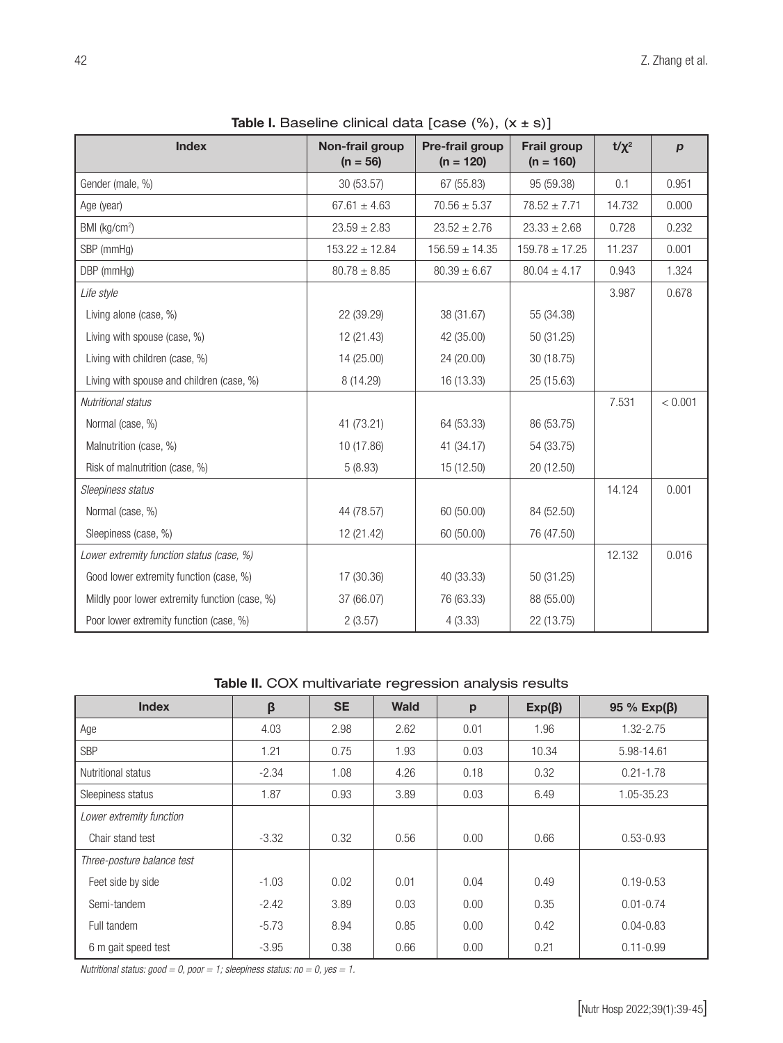**Table I.** Baseline clinical data [case (%), (x ± s)]

| Index | Non-frail group (n = 56) | Pre-frail group (n = 120) | Frail group (n = 160) | $t/\chi^2$ | *p* |
|---|---|---|---|---|---|
| Gender (male, %) | 30 (53.57) | 67 (55.83) | 95 (59.38) | 0.1 | 0.951 |
| Age (year) | 67.61 ± 4.63 | 70.56 ± 5.37 | 78.52 ± 7.71 | 14.732 | 0.000 |
| BMI (kg/cm²) | 23.59 ± 2.83 | 23.52 ± 2.76 | 23.33 ± 2.68 | 0.728 | 0.232 |
| SBP (mmHg) | 153.22 ± 12.84 | 156.59 ± 14.35 | 159.78 ± 17.25 | 11.237 | 0.001 |
| DBP (mmHg) | 80.78 ± 8.85 | 80.39 ± 6.67 | 80.04 ± 4.17 | 0.943 | 1.324 |
| *Life style* | | | | 3.987 | 0.678 |
| Living alone (case, %) | 22 (39.29) | 38 (31.67) | 55 (34.38) | | |
| Living with spouse (case, %) | 12 (21.43) | 42 (35.00) | 50 (31.25) | | |
| Living with children (case, %) | 14 (25.00) | 24 (20.00) | 30 (18.75) | | |
| Living with spouse and children (case, %) | 8 (14.29) | 16 (13.33) | 25 (15.63) | | |
| *Nutritional status* | | | | 7.531 | < 0.001 |
| Normal (case, %) | 41 (73.21) | 64 (53.33) | 86 (53.75) | | |
| Malnutrition (case, %) | 10 (17.86) | 41 (34.17) | 54 (33.75) | | |
| Risk of malnutrition (case, %) | 5 (8.93) | 15 (12.50) | 20 (12.50) | | |
| *Sleepiness status* | | | | 14.124 | 0.001 |
| Normal (case, %) | 44 (78.57) | 60 (50.00) | 84 (52.50) | | |
| Sleepiness (case, %) | 12 (21.42) | 60 (50.00) | 76 (47.50) | | |
| *Lower extremity function status (case, %)* | | | | 12.132 | 0.016 |
| Good lower extremity function (case, %) | 17 (30.36) | 40 (33.33) | 50 (31.25) | | |
| Mildly poor lower extremity function (case, %) | 37 (66.07) | 76 (63.33) | 88 (55.00) | | |
| Poor lower extremity function (case, %) | 2 (3.57) | 4 (3.33) | 22 (13.75) | | |

**Table II.** COX multivariate regression analysis results

| Index | β | SE | Wald | p | Exp(β) | 95 % Exp(β) |
|---|---|---|---|---|---|---|
| Age | 4.03 | 2.98 | 2.62 | 0.01 | 1.96 | 1.32-2.75 |
| SBP | 1.21 | 0.75 | 1.93 | 0.03 | 10.34 | 5.98-14.61 |
| Nutritional status | -2.34 | 1.08 | 4.26 | 0.18 | 0.32 | 0.21-1.78 |
| Sleepiness status | 1.87 | 0.93 | 3.89 | 0.03 | 6.49 | 1.05-35.23 |
| *Lower extremity function* | | | | | | |
| Chair stand test | -3.32 | 0.32 | 0.56 | 0.00 | 0.66 | 0.53-0.93 |
| *Three-posture balance test* | | | | | | |
| Feet side by side | -1.03 | 0.02 | 0.01 | 0.04 | 0.49 | 0.19-0.53 |
| Semi-tandem | -2.42 | 3.89 | 0.03 | 0.00 | 0.35 | 0.01-0.74 |
| Full tandem | -5.73 | 8.94 | 0.85 | 0.00 | 0.42 | 0.04-0.83 |
| 6 m gait speed test | -3.95 | 0.38 | 0.66 | 0.00 | 0.21 | 0.11-0.99 |

*Nutritional status: good = 0, poor = 1; sleepiness status: no = 0, yes = 1.*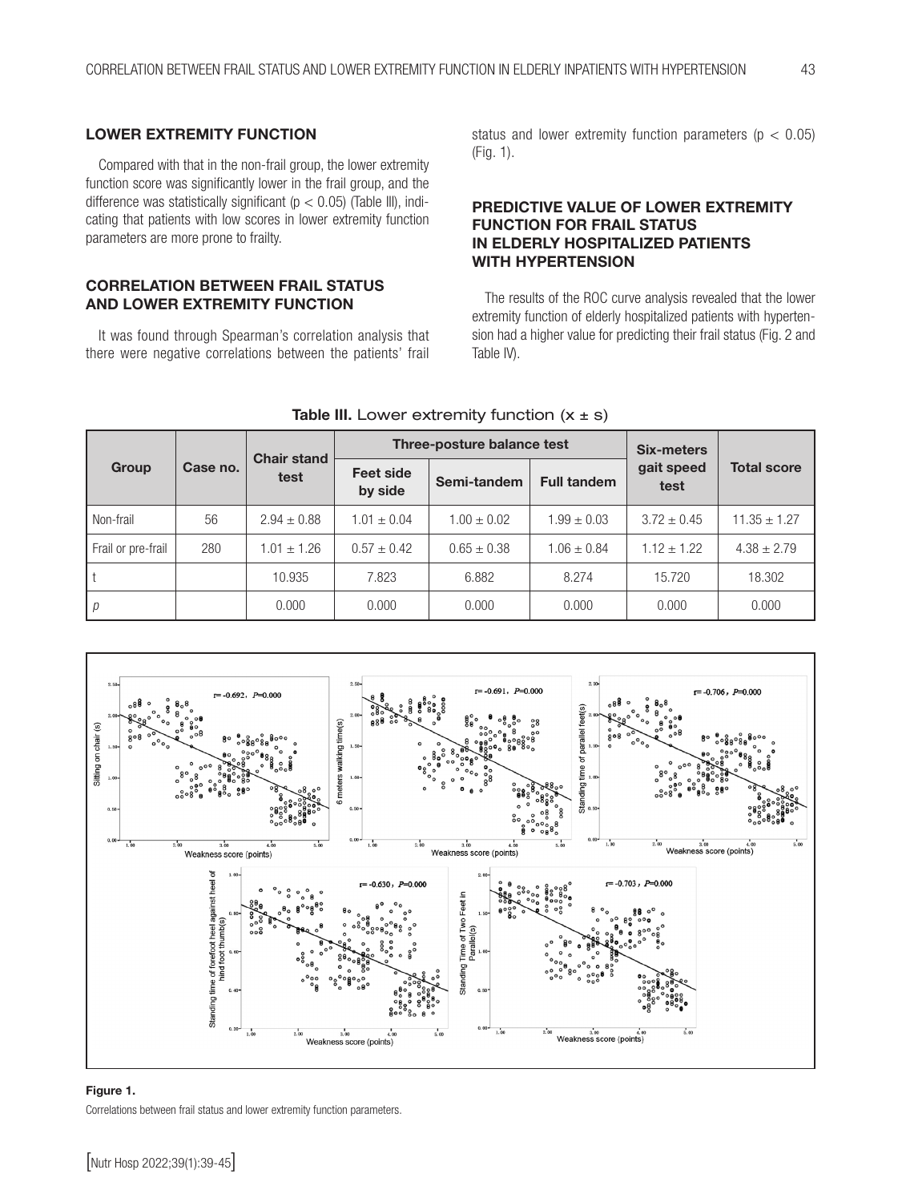## LOWER EXTREMITY FUNCTION

Compared with that in the non-frail group, the lower extremity function score was significantly lower in the frail group, and the difference was statistically significant ($p < 0.05$) (Table III), indicating that patients with low scores in lower extremity function parameters are more prone to frailty.

## CORRELATION BETWEEN FRAIL STATUS AND LOWER EXTREMITY FUNCTION

It was found through Spearman's correlation analysis that there were negative correlations between the patients' frail status and lower extremity function parameters ($p < 0.05$) (Fig. 1).

## PREDICTIVE VALUE OF LOWER EXTREMITY FUNCTION FOR FRAIL STATUS IN ELDERLY HOSPITALIZED PATIENTS WITH HYPERTENSION

The results of the ROC curve analysis revealed that the lower extremity function of elderly hospitalized patients with hypertension had a higher value for predicting their frail status (Fig. 2 and Table IV).

**Table III.** Lower extremity function (x ± s)

| Group | Case no. | Chair stand test | Three-posture balance test | | | Six-meters gait speed test | Total score |
|---|---|---|---|---|---|---|---|
| | | | Feet side by side | Semi-tandem | Full tandem | | |
| Non-frail | 56 | 2.94 ± 0.88 | 1.01 ± 0.04 | 1.00 ± 0.02 | 1.99 ± 0.03 | 3.72 ± 0.45 | 11.35 ± 1.27 |
| Frail or pre-frail | 280 | 1.01 ± 1.26 | 0.57 ± 0.42 | 0.65 ± 0.38 | 1.06 ± 0.84 | 1.12 ± 1.22 | 4.38 ± 2.79 |
| t | | 10.935 | 7.823 | 6.882 | 8.274 | 15.720 | 18.302 |
| *p* | | 0.000 | 0.000 | 0.000 | 0.000 | 0.000 | 0.000 |

**Figure 1.**

Correlations between frail status and lower extremity function parameters.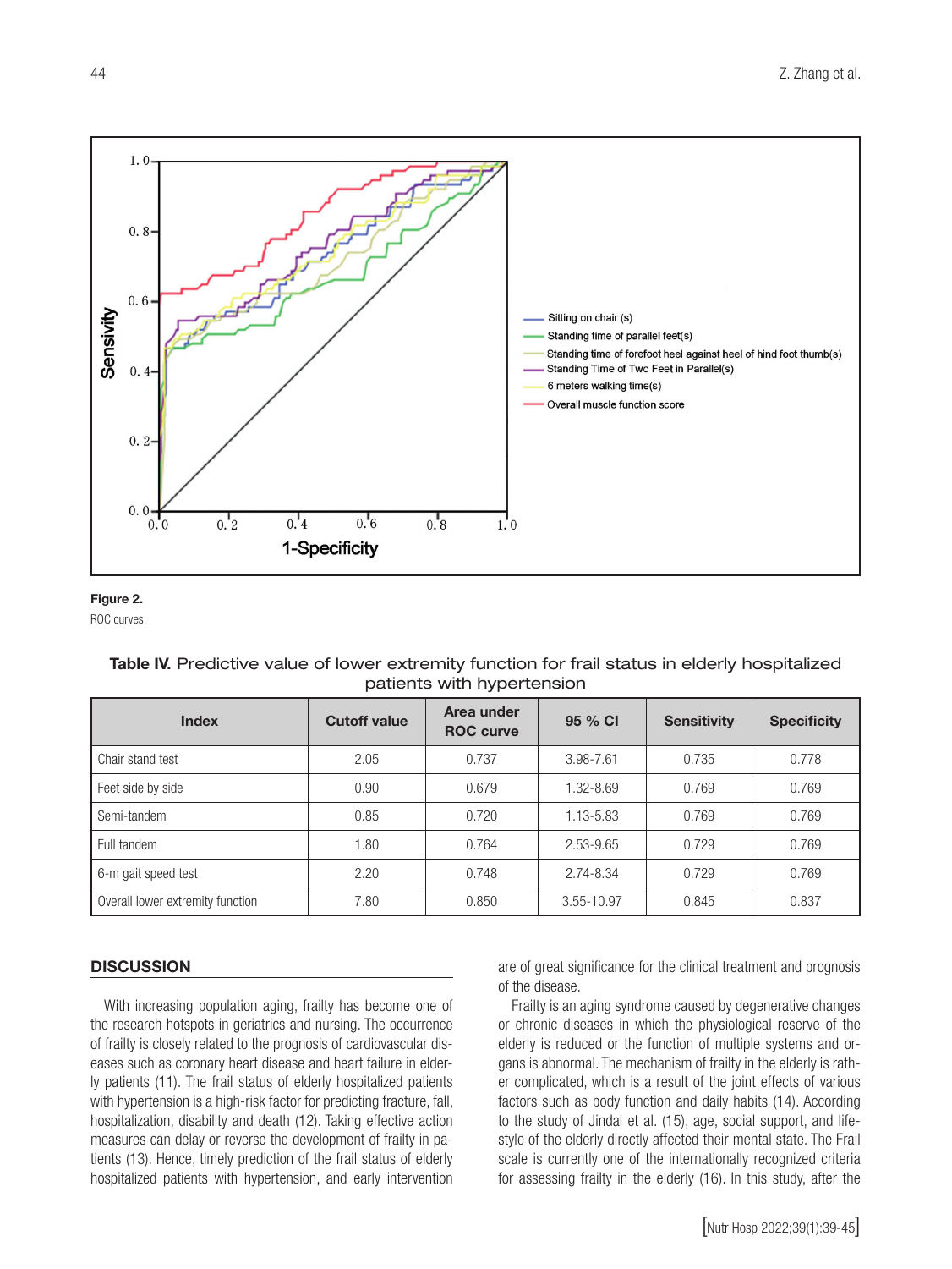Figure 2.

ROC curves.

**Table IV.** Predictive value of lower extremity function for frail status in elderly hospitalized patients with hypertension

| Index | Cutoff value | Area under ROC curve | 95 % CI | Sensitivity | Specificity |
|---|---|---|---|---|---|
| Chair stand test | 2.05 | 0.737 | 3.98-7.61 | 0.735 | 0.778 |
| Feet side by side | 0.90 | 0.679 | 1.32-8.69 | 0.769 | 0.769 |
| Semi-tandem | 0.85 | 0.720 | 1.13-5.83 | 0.769 | 0.769 |
| Full tandem | 1.80 | 0.764 | 2.53-9.65 | 0.729 | 0.769 |
| 6-m gait speed test | 2.20 | 0.748 | 2.74-8.34 | 0.729 | 0.769 |
| Overall lower extremity function | 7.80 | 0.850 | 3.55-10.97 | 0.845 | 0.837 |

## DISCUSSION

With increasing population aging, frailty has become one of the research hotspots in geriatrics and nursing. The occurrence of frailty is closely related to the prognosis of cardiovascular diseases such as coronary heart disease and heart failure in elderly patients (11). The frail status of elderly hospitalized patients with hypertension is a high-risk factor for predicting fracture, fall, hospitalization, disability and death (12). Taking effective action measures can delay or reverse the development of frailty in patients (13). Hence, timely prediction of the frail status of elderly hospitalized patients with hypertension, and early intervention are of great significance for the clinical treatment and prognosis of the disease.

Frailty is an aging syndrome caused by degenerative changes or chronic diseases in which the physiological reserve of the elderly is reduced or the function of multiple systems and organs is abnormal. The mechanism of frailty in the elderly is rather complicated, which is a result of the joint effects of various factors such as body function and daily habits (14). According to the study of Jindal et al. (15), age, social support, and lifestyle of the elderly directly affected their mental state. The Frail scale is currently one of the internationally recognized criteria for assessing frailty in the elderly (16). In this study, after the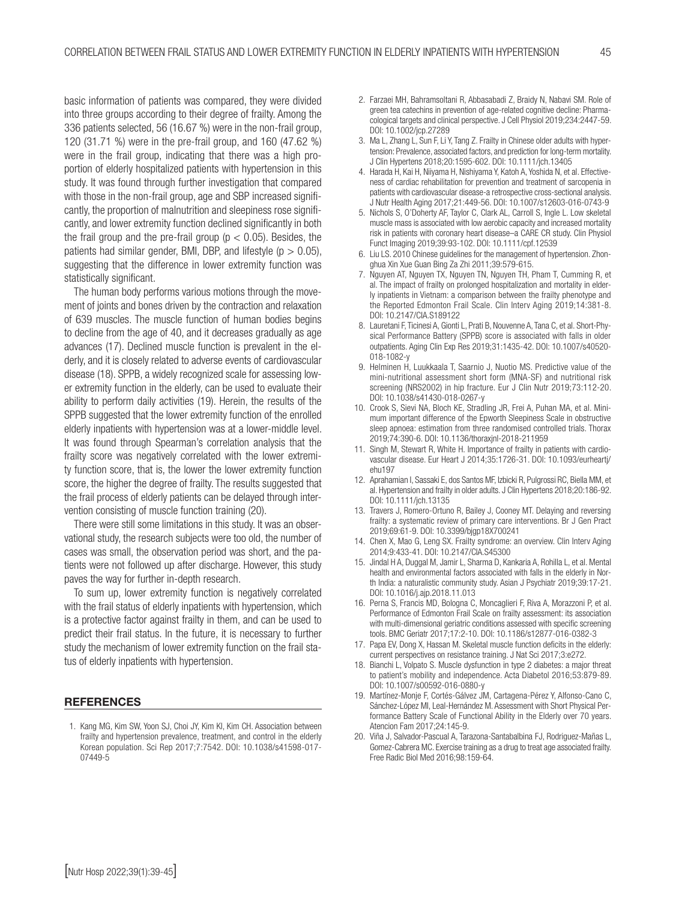basic information of patients was compared, they were divided into three groups according to their degree of frailty. Among the 336 patients selected, 56 (16.67 %) were in the non-frail group, 120 (31.71 %) were in the pre-frail group, and 160 (47.62 %) were in the frail group, indicating that there was a high proportion of elderly hospitalized patients with hypertension in this study. It was found through further investigation that compared with those in the non-frail group, age and SBP increased significantly, the proportion of malnutrition and sleepiness rose significantly, and lower extremity function declined significantly in both the frail group and the pre-frail group ($p < 0.05$). Besides, the patients had similar gender, BMI, DBP, and lifestyle ($p > 0.05$), suggesting that the difference in lower extremity function was statistically significant.

The human body performs various motions through the movement of joints and bones driven by the contraction and relaxation of 639 muscles. The muscle function of human bodies begins to decline from the age of 40, and it decreases gradually as age advances (17). Declined muscle function is prevalent in the elderly, and it is closely related to adverse events of cardiovascular disease (18). SPPB, a widely recognized scale for assessing lower extremity function in the elderly, can be used to evaluate their ability to perform daily activities (19). Herein, the results of the SPPB suggested that the lower extremity function of the enrolled elderly inpatients with hypertension was at a lower-middle level. It was found through Spearman's correlation analysis that the frailty score was negatively correlated with the lower extremity function score, that is, the lower the lower extremity function score, the higher the degree of frailty. The results suggested that the frail process of elderly patients can be delayed through intervention consisting of muscle function training (20).

There were still some limitations in this study. It was an observational study, the research subjects were too old, the number of cases was small, the observation period was short, and the patients were not followed up after discharge. However, this study paves the way for further in-depth research.

To sum up, lower extremity function is negatively correlated with the frail status of elderly inpatients with hypertension, which is a protective factor against frailty in them, and can be used to predict their frail status. In the future, it is necessary to further study the mechanism of lower extremity function on the frail status of elderly inpatients with hypertension.

## REFERENCES

1. Kang MG, Kim SW, Yoon SJ, Choi JY, Kim KI, Kim CH. Association between frailty and hypertension prevalence, treatment, and control in the elderly Korean population. Sci Rep 2017;7:7542. DOI: 10.1038/s41598-017-07449-5
2. Farzaei MH, Bahramsoltani R, Abbasabadi Z, Braidy N, Nabavi SM. Role of green tea catechins in prevention of age-related cognitive decline: Pharmacological targets and clinical perspective. J Cell Physiol 2019;234:2447-59. DOI: 10.1002/jcp.27289
3. Ma L, Zhang L, Sun F, Li Y, Tang Z. Frailty in Chinese older adults with hypertension: Prevalence, associated factors, and prediction for long-term mortality. J Clin Hypertens 2018;20:1595-602. DOI: 10.1111/jch.13405
4. Harada H, Kai H, Niiyama H, Nishiyama Y, Katoh A, Yoshida N, et al. Effectiveness of cardiac rehabilitation for prevention and treatment of sarcopenia in patients with cardiovascular disease-a retrospective cross-sectional analysis. J Nutr Health Aging 2017;21:449-56. DOI: 10.1007/s12603-016-0743-9
5. Nichols S, O'Doherty AF, Taylor C, Clark AL, Carroll S, Ingle L. Low skeletal muscle mass is associated with low aerobic capacity and increased mortality risk in patients with coronary heart disease–a CARE CR study. Clin Physiol Funct Imaging 2019;39:93-102. DOI: 10.1111/cpf.12539
6. Liu LS. 2010 Chinese guidelines for the management of hypertension. Zhonghua Xin Xue Guan Bing Za Zhi 2011;39:579-615.
7. Nguyen AT, Nguyen TX, Nguyen TN, Nguyen TH, Pham T, Cumming R, et al. The impact of frailty on prolonged hospitalization and mortality in elderly inpatients in Vietnam: a comparison between the frailty phenotype and the Reported Edmonton Frail Scale. Clin Interv Aging 2019;14:381-8. DOI: 10.2147/CIA.S189122
8. Lauretani F, Ticinesi A, Gionti L, Prati B, Nouvenne A, Tana C, et al. Short-Physical Performance Battery (SPPB) score is associated with falls in older outpatients. Aging Clin Exp Res 2019;31:1435-42. DOI: 10.1007/s40520-018-1082-y
9. Helminen H, Luukkaala T, Saarnio J, Nuotio MS. Predictive value of the mini-nutritional assessment short form (MNA-SF) and nutritional risk screening (NRS2002) in hip fracture. Eur J Clin Nutr 2019;73:112-20. DOI: 10.1038/s41430-018-0267-y
10. Crook S, Sievi NA, Bloch KE, Stradling JR, Frei A, Puhan MA, et al. Minimum important difference of the Epworth Sleepiness Scale in obstructive sleep apnoea: estimation from three randomised controlled trials. Thorax 2019;74:390-6. DOI: 10.1136/thoraxjnl-2018-211959
11. Singh M, Stewart R, White H. Importance of frailty in patients with cardiovascular disease. Eur Heart J 2014;35:1726-31. DOI: 10.1093/eurheartj/ehu197
12. Aprahamian I, Sassaki E, dos Santos MF, Izbicki R, Pulgrossi RC, Biella MM, et al. Hypertension and frailty in older adults. J Clin Hypertens 2018;20:186-92. DOI: 10.1111/jch.13135
13. Travers J, Romero-Ortuno R, Bailey J, Cooney MT. Delaying and reversing frailty: a systematic review of primary care interventions. Br J Gen Pract 2019;69:61-9. DOI: 10.3399/bjgp18X700241
14. Chen X, Mao G, Leng SX. Frailty syndrome: an overview. Clin Interv Aging 2014;9:433-41. DOI: 10.2147/CIA.S45300
15. Jindal H A, Duggal M, Jamir L, Sharma D, Kankaria A, Rohilla L, et al. Mental health and environmental factors associated with falls in the elderly in North India: a naturalistic community study. Asian J Psychiatr 2019;39:17-21. DOI: 10.1016/j.ajp.2018.11.013
16. Perna S, Francis MD, Bologna C, Moncaglieri F, Riva A, Morazzoni P, et al. Performance of Edmonton Frail Scale on frailty assessment: its association with multi-dimensional geriatric conditions assessed with specific screening tools. BMC Geriatr 2017;17:2-10. DOI: 10.1186/s12877-016-0382-3
17. Papa EV, Dong X, Hassan M. Skeletal muscle function deficits in the elderly: current perspectives on resistance training. J Nat Sci 2017;3:e272.
18. Bianchi L, Volpato S. Muscle dysfunction in type 2 diabetes: a major threat to patient's mobility and independence. Acta Diabetol 2016;53:879-89. DOI: 10.1007/s00592-016-0880-y
19. Martínez-Monje F, Cortés-Gálvez JM, Cartagena-Pérez Y, Alfonso-Cano C, Sánchez-López MI, Leal-Hernández M. Assessment with Short Physical Performance Battery Scale of Functional Ability in the Elderly over 70 years. Atencion Fam 2017;24:145-9.
20. Viña J, Salvador-Pascual A, Tarazona-Santabalbina FJ, Rodriguez-Mañas L, Gomez-Cabrera MC. Exercise training as a drug to treat age associated frailty. Free Radic Biol Med 2016;98:159-64.